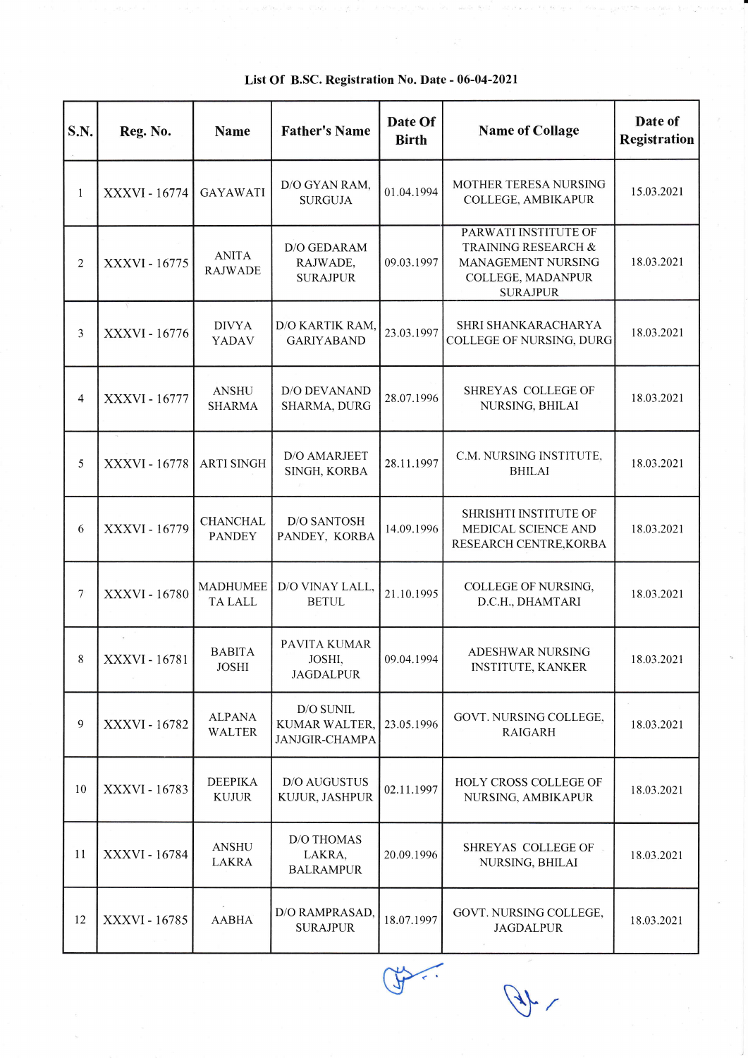# List Of B.SC. Registration No. Date - 06-04-2021

| S.N. | Reg. No. | Name | Father's Name | Date Of Birth | Name of Collage | Date of Registration |
|---|---|---|---|---|---|---|
| 1 | XXXVI - 16774 | GAYAWATI | D/O GYAN RAM, SURGUJA | 01.04.1994 | MOTHER TERESA NURSING COLLEGE, AMBIKAPUR | 15.03.2021 |
| 2 | XXXVI - 16775 | ANITA RAJWADE | D/O GEDARAM RAJWADE, SURAJPUR | 09.03.1997 | PARWATI INSTITUTE OF TRAINING RESEARCH & MANAGEMENT NURSING COLLEGE, MADANPUR SURAJPUR | 18.03.2021 |
| 3 | XXXVI - 16776 | DIVYA YADAV | D/O KARTIK RAM, GARIYABAND | 23.03.1997 | SHRI SHANKARACHARYA COLLEGE OF NURSING, DURG | 18.03.2021 |
| 4 | XXXVI - 16777 | ANSHU SHARMA | D/O DEVANAND SHARMA, DURG | 28.07.1996 | SHREYAS COLLEGE OF NURSING, BHILAI | 18.03.2021 |
| 5 | XXXVI - 16778 | ARTI SINGH | D/O AMARJEET SINGH, KORBA | 28.11.1997 | C.M. NURSING INSTITUTE, BHILAI | 18.03.2021 |
| 6 | XXXVI - 16779 | CHANCHAL PANDEY | D/O SANTOSH PANDEY, KORBA | 14.09.1996 | SHRISHTI INSTITUTE OF MEDICAL SCIENCE AND RESEARCH CENTRE,KORBA | 18.03.2021 |
| 7 | XXXVI - 16780 | MADHUMEETA LALL | D/O VINAY LALL, BETUL | 21.10.1995 | COLLEGE OF NURSING, D.C.H., DHAMTARI | 18.03.2021 |
| 8 | XXXVI - 16781 | BABITA JOSHI | PAVITA KUMAR JOSHI, JAGDALPUR | 09.04.1994 | ADESHWAR NURSING INSTITUTE, KANKER | 18.03.2021 |
| 9 | XXXVI - 16782 | ALPANA WALTER | D/O SUNIL KUMAR WALTER, JANJGIR-CHAMPA | 23.05.1996 | GOVT. NURSING COLLEGE, RAIGARH | 18.03.2021 |
| 10 | XXXVI - 16783 | DEEPIKA KUJUR | D/O AUGUSTUS KUJUR, JASHPUR | 02.11.1997 | HOLY CROSS COLLEGE OF NURSING, AMBIKAPUR | 18.03.2021 |
| 11 | XXXVI - 16784 | ANSHU LAKRA | D/O THOMAS LAKRA, BALRAMPUR | 20.09.1996 | SHREYAS COLLEGE OF NURSING, BHILAI | 18.03.2021 |
| 12 | XXXVI - 16785 | AABHA | D/O RAMPRASAD, SURAJPUR | 18.07.1997 | GOVT. NURSING COLLEGE, JAGDALPUR | 18.03.2021 |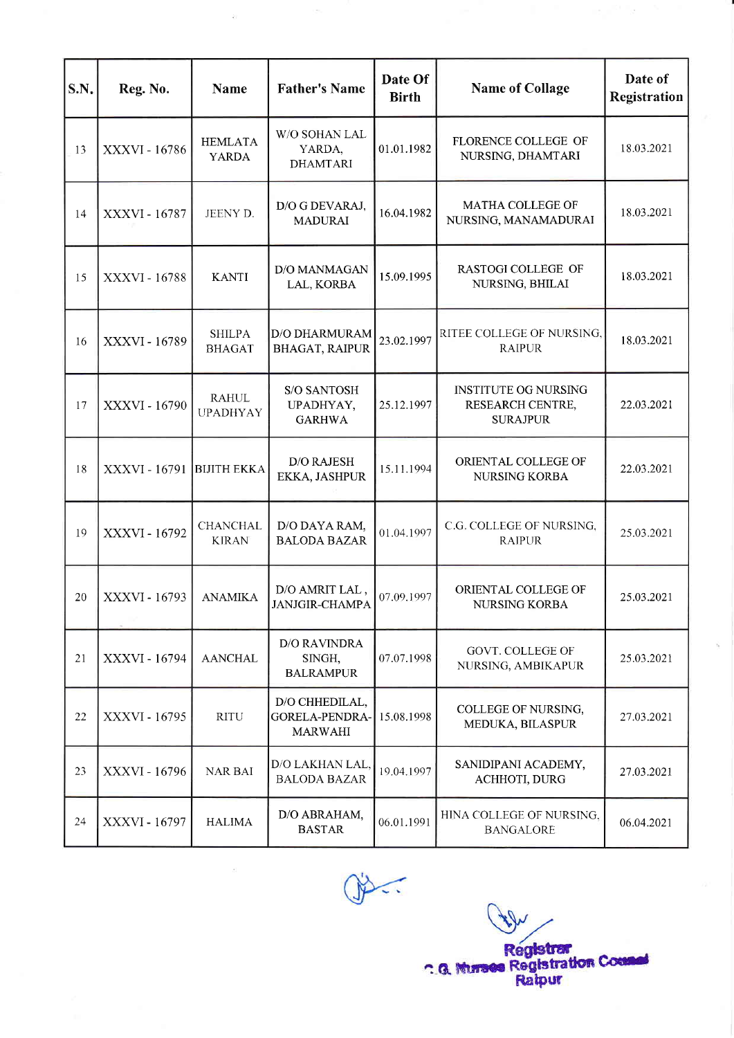| S.N. | Reg. No. | Name | Father's Name | Date Of Birth | Name of Collage | Date of Registration |
|---|---|---|---|---|---|---|
| 13 | XXXVI - 16786 | HEMLATA YARDA | W/O SOHAN LAL YARDA, DHAMTARI | 01.01.1982 | FLORENCE COLLEGE OF NURSING, DHAMTARI | 18.03.2021 |
| 14 | XXXVI - 16787 | JEENY D. | D/O G DEVARAJ, MADURAI | 16.04.1982 | MATHA COLLEGE OF NURSING, MANAMADURAI | 18.03.2021 |
| 15 | XXXVI - 16788 | KANTI | D/O MANMAGAN LAL, KORBA | 15.09.1995 | RASTOGI COLLEGE OF NURSING, BHILAI | 18.03.2021 |
| 16 | XXXVI - 16789 | SHILPA BHAGAT | D/O DHARMURAM BHAGAT, RAIPUR | 23.02.1997 | RITEE COLLEGE OF NURSING, RAIPUR | 18.03.2021 |
| 17 | XXXVI - 16790 | RAHUL UPADHYAY | S/O SANTOSH UPADHYAY, GARHWA | 25.12.1997 | INSTITUTE OG NURSING RESEARCH CENTRE, SURAJPUR | 22.03.2021 |
| 18 | XXXVI - 16791 | BIJITH EKKA | D/O RAJESH EKKA, JASHPUR | 15.11.1994 | ORIENTAL COLLEGE OF NURSING KORBA | 22.03.2021 |
| 19 | XXXVI - 16792 | CHANCHAL KIRAN | D/O DAYA RAM, BALODA BAZAR | 01.04.1997 | C.G. COLLEGE OF NURSING, RAIPUR | 25.03.2021 |
| 20 | XXXVI - 16793 | ANAMIKA | D/O AMRIT LAL, JANJGIR-CHAMPA | 07.09.1997 | ORIENTAL COLLEGE OF NURSING KORBA | 25.03.2021 |
| 21 | XXXVI - 16794 | AANCHAL | D/O RAVINDRA SINGH, BALRAMPUR | 07.07.1998 | GOVT. COLLEGE OF NURSING, AMBIKAPUR | 25.03.2021 |
| 22 | XXXVI - 16795 | RITU | D/O CHHEDILAL, GORELA-PENDRA-MARWAHI | 15.08.1998 | COLLEGE OF NURSING, MEDUKA, BILASPUR | 27.03.2021 |
| 23 | XXXVI - 16796 | NAR BAI | D/O LAKHAN LAL, BALODA BAZAR | 19.04.1997 | SANIDIPANI ACADEMY, ACHHOTI, DURG | 27.03.2021 |
| 24 | XXXVI - 16797 | HALIMA | D/O ABRAHAM, BASTAR | 06.01.1991 | HINA COLLEGE OF NURSING, BANGALORE | 06.04.2021 |

Registrar
C.G. Nurses Registration Council
Raipur